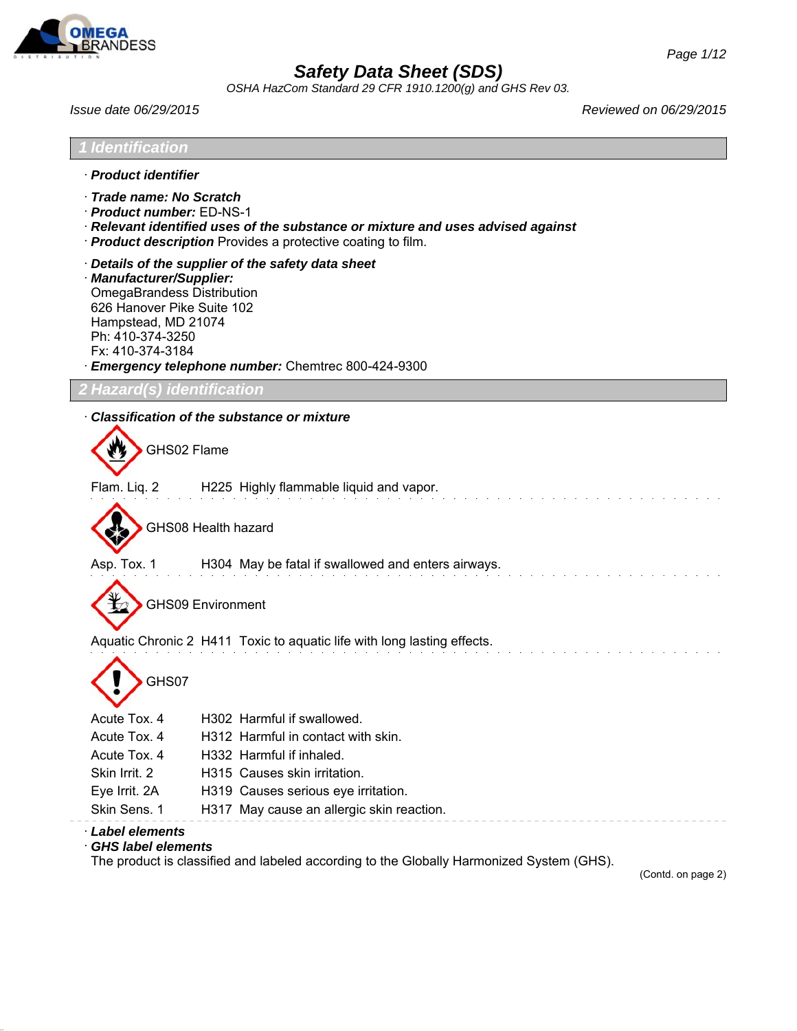# Safety Data Sheet (SDS)

*OSHA HazCom Standard 29 CFR 1910.1200(g) and GHS Rev 03.*

*Issue date 06/29/2015* *Reviewed on 06/29/2015*

## 1 Identification

· ***Product identifier***

· ***Trade name: No Scratch***
· ***Product number:*** ED-NS-1
· ***Relevant identified uses of the substance or mixture and uses advised against***
· ***Product description*** Provides a protective coating to film.

· ***Details of the supplier of the safety data sheet***
· ***Manufacturer/Supplier:***
OmegaBrandess Distribution
626 Hanover Pike Suite 102
Hampstead, MD 21074
Ph: 410-374-3250
Fx: 410-374-3184
· ***Emergency telephone number:*** Chemtrec 800-424-9300

## 2 Hazard(s) identification

· ***Classification of the substance or mixture***

GHS02 Flame

Flam. Liq. 2 H225 Highly flammable liquid and vapor.

GHS08 Health hazard

Asp. Tox. 1 H304 May be fatal if swallowed and enters airways.

GHS09 Environment

Aquatic Chronic 2 H411 Toxic to aquatic life with long lasting effects.

GHS07

| | | |
|---|---|---|
| Acute Tox. 4 | H302 | Harmful if swallowed. |
| Acute Tox. 4 | H312 | Harmful in contact with skin. |
| Acute Tox. 4 | H332 | Harmful if inhaled. |
| Skin Irrit. 2 | H315 | Causes skin irritation. |
| Eye Irrit. 2A | H319 | Causes serious eye irritation. |
| Skin Sens. 1 | H317 | May cause an allergic skin reaction. |

· ***Label elements***
· ***GHS label elements***
The product is classified and labeled according to the Globally Harmonized System (GHS).

(Contd. on page 2)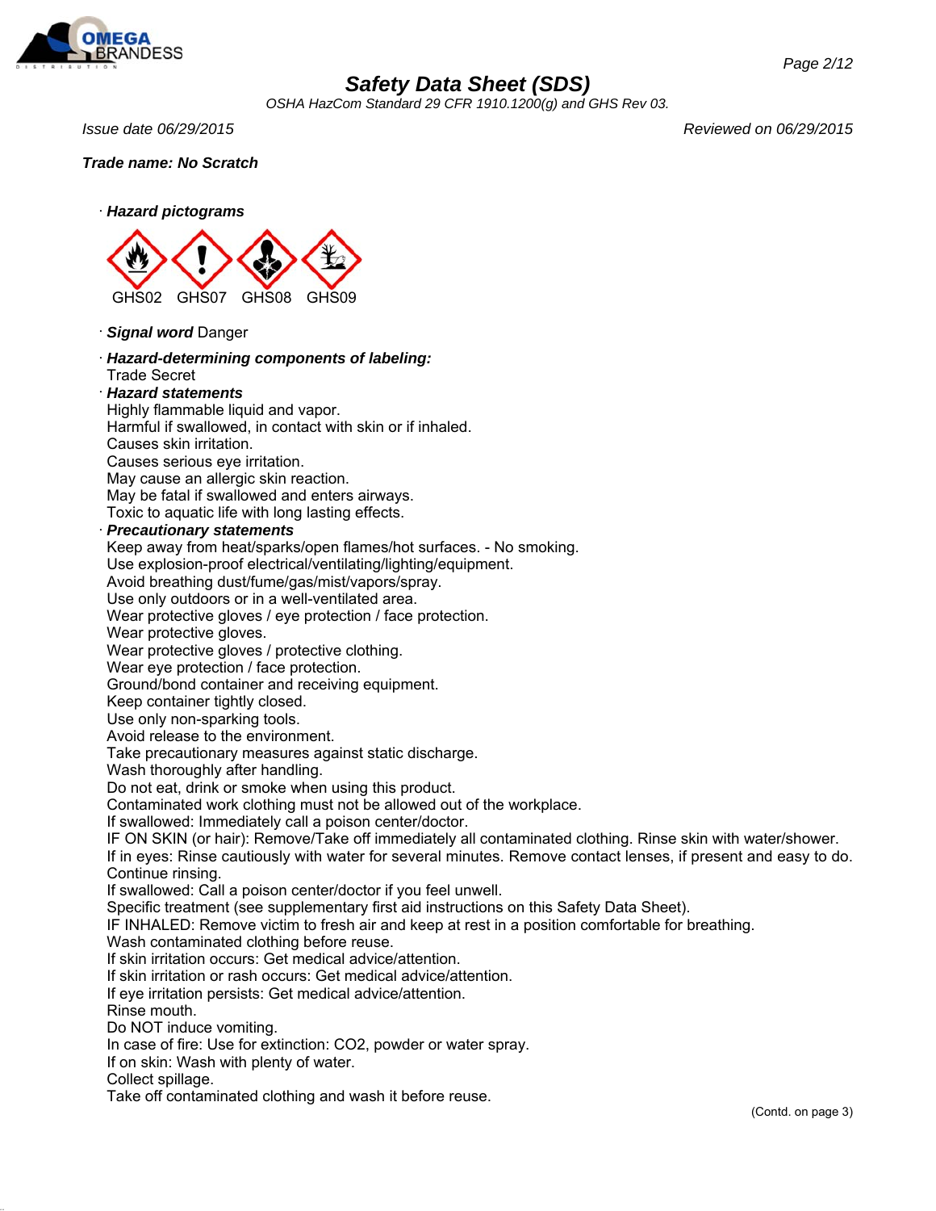Trade name: No Scratch

· **Hazard pictograms**

GHS02 GHS07 GHS08 GHS09

· **Signal word** Danger

· **Hazard-determining components of labeling:**
Trade Secret

· **Hazard statements**
Highly flammable liquid and vapor.
Harmful if swallowed, in contact with skin or if inhaled.
Causes skin irritation.
Causes serious eye irritation.
May cause an allergic skin reaction.
May be fatal if swallowed and enters airways.
Toxic to aquatic life with long lasting effects.

· **Precautionary statements**
Keep away from heat/sparks/open flames/hot surfaces. - No smoking.
Use explosion-proof electrical/ventilating/lighting/equipment.
Avoid breathing dust/fume/gas/mist/vapors/spray.
Use only outdoors or in a well-ventilated area.
Wear protective gloves / eye protection / face protection.
Wear protective gloves.
Wear protective gloves / protective clothing.
Wear eye protection / face protection.
Ground/bond container and receiving equipment.
Keep container tightly closed.
Use only non-sparking tools.
Avoid release to the environment.
Take precautionary measures against static discharge.
Wash thoroughly after handling.
Do not eat, drink or smoke when using this product.
Contaminated work clothing must not be allowed out of the workplace.
If swallowed: Immediately call a poison center/doctor.
IF ON SKIN (or hair): Remove/Take off immediately all contaminated clothing. Rinse skin with water/shower.
If in eyes: Rinse cautiously with water for several minutes. Remove contact lenses, if present and easy to do. Continue rinsing.
If swallowed: Call a poison center/doctor if you feel unwell.
Specific treatment (see supplementary first aid instructions on this Safety Data Sheet).
IF INHALED: Remove victim to fresh air and keep at rest in a position comfortable for breathing.
Wash contaminated clothing before reuse.
If skin irritation occurs: Get medical advice/attention.
If skin irritation or rash occurs: Get medical advice/attention.
If eye irritation persists: Get medical advice/attention.
Rinse mouth.
Do NOT induce vomiting.
In case of fire: Use for extinction: $CO_2$, powder or water spray.
If on skin: Wash with plenty of water.
Collect spillage.
Take off contaminated clothing and wash it before reuse.

(Contd. on page 3)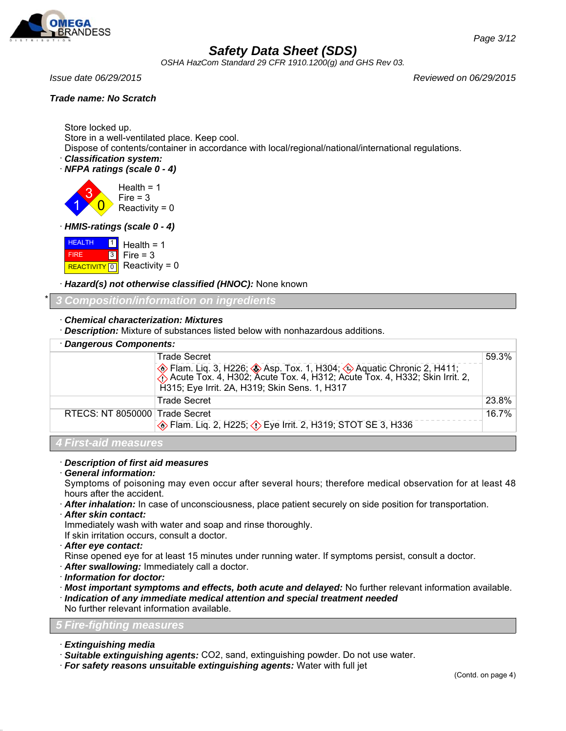Store locked up.
Store in a well-ventilated place. Keep cool.
Dispose of contents/container in accordance with local/regional/national/international regulations.

· ***Classification system:***
· ***NFPA ratings (scale 0 - 4)***

Health = 1
Fire = 3
Reactivity = 0

· ***HMIS-ratings (scale 0 - 4)***

| | |
|---|---|
| HEALTH | 1 |
| FIRE | 3 |
| REACTIVITY | 0 |

Health = 1
Fire = 3
Reactivity = 0

· ***Hazard(s) not otherwise classified (HNOC):*** None known

## * 3 Composition/information on ingredients

· ***Chemical characterization: Mixtures***
· ***Description:*** Mixture of substances listed below with nonhazardous additions.

· ***Dangerous Components:***

| | | |
|---|---|---|
| | Trade Secret<br>Flam. Liq. 3, H226; Asp. Tox. 1, H304; Aquatic Chronic 2, H411; Acute Tox. 4, H302; Acute Tox. 4, H312; Acute Tox. 4, H332; Skin Irrit. 2, H315; Eye Irrit. 2A, H319; Skin Sens. 1, H317 | 59.3% |
| | Trade Secret | 23.8% |
| RTECS: NT 8050000 | Trade Secret<br>Flam. Liq. 2, H225; Eye Irrit. 2, H319; STOT SE 3, H336 | 16.7% |

## 4 First-aid measures

· ***Description of first aid measures***
· ***General information:***
Symptoms of poisoning may even occur after several hours; therefore medical observation for at least 48 hours after the accident.
· ***After inhalation:*** In case of unconsciousness, place patient securely on side position for transportation.
· ***After skin contact:***
Immediately wash with water and soap and rinse thoroughly.
If skin irritation occurs, consult a doctor.
· ***After eye contact:***
Rinse opened eye for at least 15 minutes under running water. If symptoms persist, consult a doctor.
· ***After swallowing:*** Immediately call a doctor.
· ***Information for doctor:***
· ***Most important symptoms and effects, both acute and delayed:*** No further relevant information available.
· ***Indication of any immediate medical attention and special treatment needed***
No further relevant information available.

## 5 Fire-fighting measures

· ***Extinguishing media***
· ***Suitable extinguishing agents:*** CO2, sand, extinguishing powder. Do not use water.
· ***For safety reasons unsuitable extinguishing agents:*** Water with full jet

(Contd. on page 4)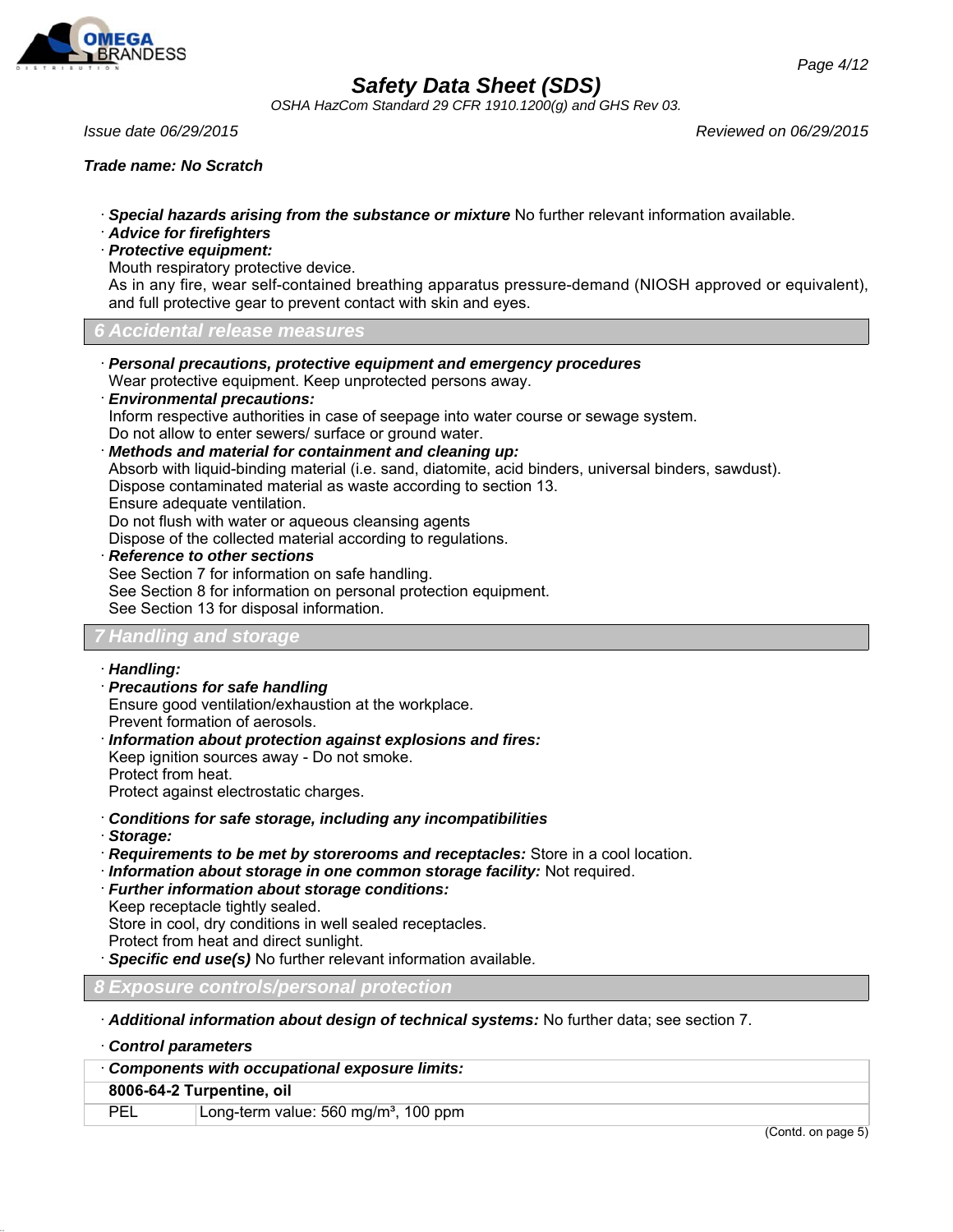Trade name: No Scratch

· **Special hazards arising from the substance or mixture** No further relevant information available.
· **Advice for firefighters**
· **Protective equipment:**
Mouth respiratory protective device.
As in any fire, wear self-contained breathing apparatus pressure-demand (NIOSH approved or equivalent), and full protective gear to prevent contact with skin and eyes.

## 6 Accidental release measures

· **Personal precautions, protective equipment and emergency procedures**
Wear protective equipment. Keep unprotected persons away.
· **Environmental precautions:**
Inform respective authorities in case of seepage into water course or sewage system.
Do not allow to enter sewers/ surface or ground water.
· **Methods and material for containment and cleaning up:**
Absorb with liquid-binding material (i.e. sand, diatomite, acid binders, universal binders, sawdust).
Dispose contaminated material as waste according to section 13.
Ensure adequate ventilation.
Do not flush with water or aqueous cleansing agents
Dispose of the collected material according to regulations.
· **Reference to other sections**
See Section 7 for information on safe handling.
See Section 8 for information on personal protection equipment.
See Section 13 for disposal information.

## 7 Handling and storage

· **Handling:**
· **Precautions for safe handling**
Ensure good ventilation/exhaustion at the workplace.
Prevent formation of aerosols.
· **Information about protection against explosions and fires:**
Keep ignition sources away - Do not smoke.
Protect from heat.
Protect against electrostatic charges.

· **Conditions for safe storage, including any incompatibilities**
· **Storage:**
· **Requirements to be met by storerooms and receptacles:** Store in a cool location.
· **Information about storage in one common storage facility:** Not required.
· **Further information about storage conditions:**
Keep receptacle tightly sealed.
Store in cool, dry conditions in well sealed receptacles.
Protect from heat and direct sunlight.
· **Specific end use(s)** No further relevant information available.

## 8 Exposure controls/personal protection

· **Additional information about design of technical systems:** No further data; see section 7.

· **Control parameters**

| · Components with occupational exposure limits: | |
|---|---|
| **8006-64-2 Turpentine, oil** | |
| PEL | Long-term value: 560 mg/m³, 100 ppm |

(Contd. on page 5)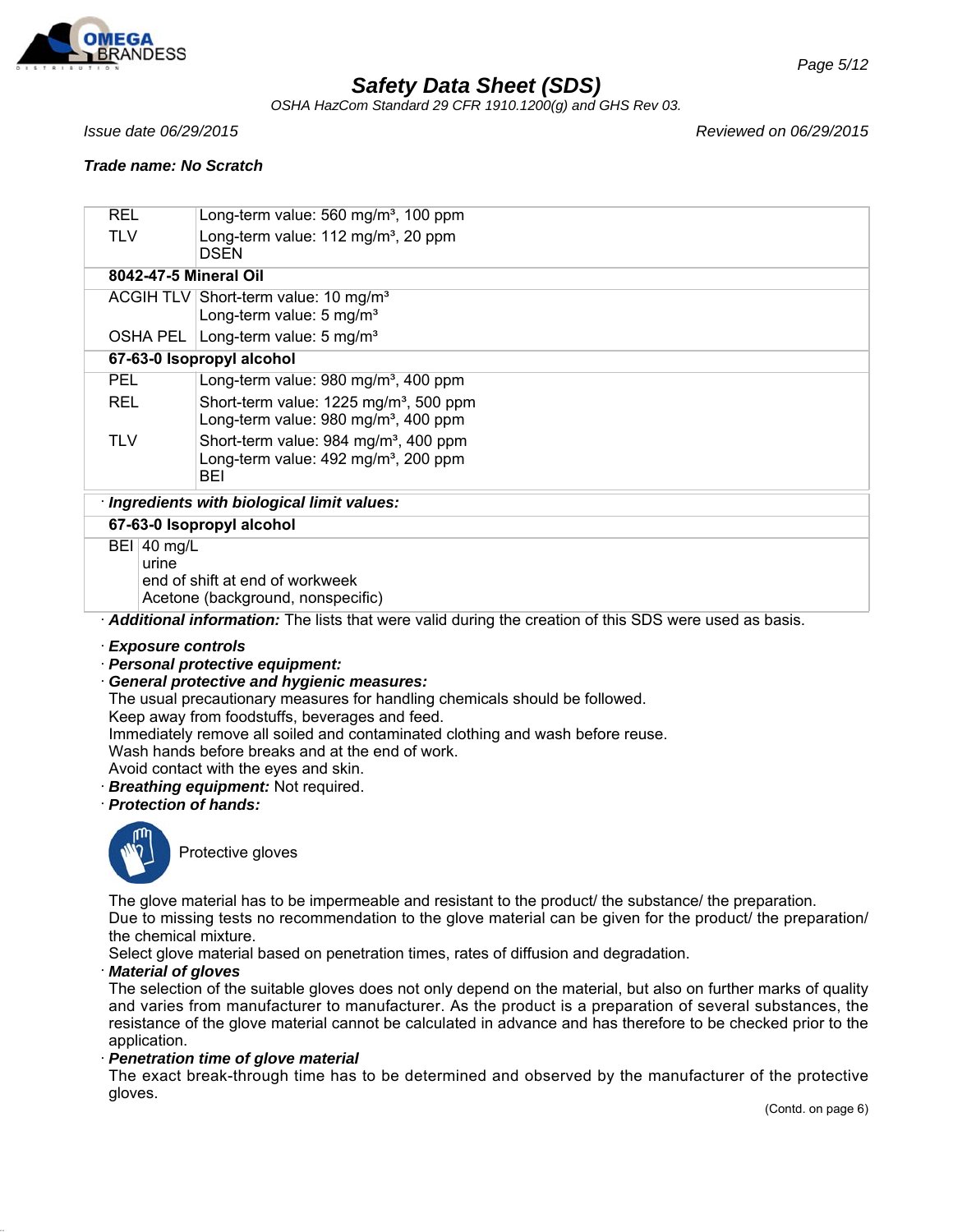**Safety Data Sheet (SDS)**

*OSHA HazCom Standard 29 CFR 1910.1200(g) and GHS Rev 03.*

*Issue date 06/29/2015* *Reviewed on 06/29/2015*

***Trade name: No Scratch***

| | |
|---|---|
| REL | Long-term value: 560 mg/m³, 100 ppm |
| TLV | Long-term value: 112 mg/m³, 20 ppm<br>DSEN |
| **8042-47-5 Mineral Oil** | |
| ACGIH TLV | Short-term value: 10 mg/m³<br>Long-term value: 5 mg/m³ |
| OSHA PEL | Long-term value: 5 mg/m³ |
| **67-63-0 Isopropyl alcohol** | |
| PEL | Long-term value: 980 mg/m³, 400 ppm |
| REL | Short-term value: 1225 mg/m³, 500 ppm<br>Long-term value: 980 mg/m³, 400 ppm |
| TLV | Short-term value: 984 mg/m³, 400 ppm<br>Long-term value: 492 mg/m³, 200 ppm<br>BEI |

· ***Ingredients with biological limit values:***

| | |
|---|---|
| **67-63-0 Isopropyl alcohol** | |
| BEI | 40 mg/L<br>urine<br>end of shift at end of workweek<br>Acetone (background, nonspecific) |

· ***Additional information:*** The lists that were valid during the creation of this SDS were used as basis.

· ***Exposure controls***
· ***Personal protective equipment:***
· ***General protective and hygienic measures:***
The usual precautionary measures for handling chemicals should be followed.
Keep away from foodstuffs, beverages and feed.
Immediately remove all soiled and contaminated clothing and wash before reuse.
Wash hands before breaks and at the end of work.
Avoid contact with the eyes and skin.
· ***Breathing equipment:*** Not required.
· ***Protection of hands:***

Protective gloves

The glove material has to be impermeable and resistant to the product/ the substance/ the preparation.
Due to missing tests no recommendation to the glove material can be given for the product/ the preparation/ the chemical mixture.
Select glove material based on penetration times, rates of diffusion and degradation.
· ***Material of gloves***
The selection of the suitable gloves does not only depend on the material, but also on further marks of quality and varies from manufacturer to manufacturer. As the product is a preparation of several substances, the resistance of the glove material cannot be calculated in advance and has therefore to be checked prior to the application.
· ***Penetration time of glove material***
The exact break-through time has to be determined and observed by the manufacturer of the protective gloves.

(Contd. on page 6)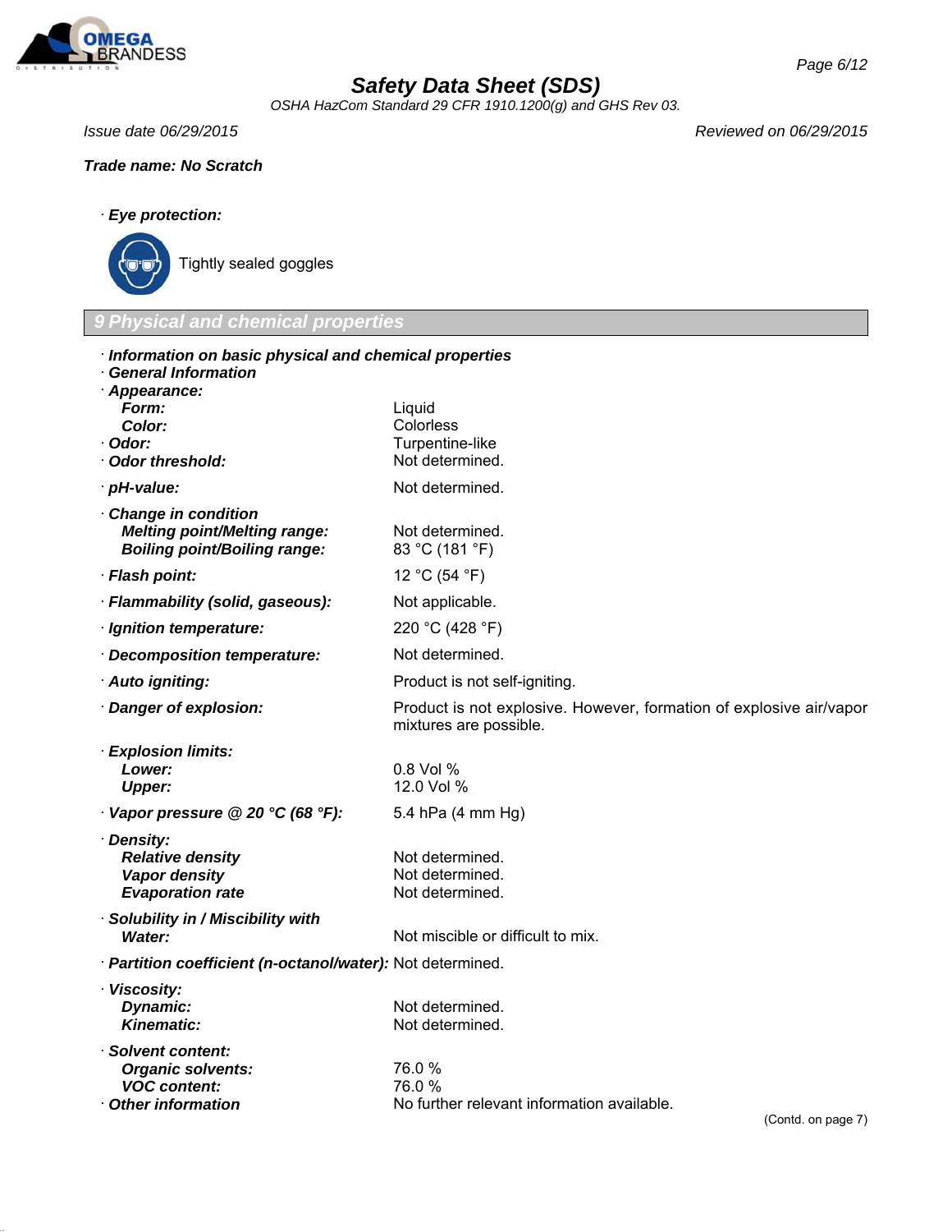**Trade name: No Scratch**

· **Eye protection:**

Tightly sealed goggles

## 9 Physical and chemical properties

· **Information on basic physical and chemical properties**
· **General Information**

| | |
|---|---|
| · **Appearance:** | |
| **Form:** | Liquid |
| **Color:** | Colorless |
| · **Odor:** | Turpentine-like |
| · **Odor threshold:** | Not determined. |
| · **pH-value:** | Not determined. |
| · **Change in condition** | |
| **Melting point/Melting range:** | Not determined. |
| **Boiling point/Boiling range:** | 83 °C (181 °F) |
| · **Flash point:** | 12 °C (54 °F) |
| · **Flammability (solid, gaseous):** | Not applicable. |
| · **Ignition temperature:** | 220 °C (428 °F) |
| · **Decomposition temperature:** | Not determined. |
| · **Auto igniting:** | Product is not self-igniting. |
| · **Danger of explosion:** | Product is not explosive. However, formation of explosive air/vapor mixtures are possible. |
| · **Explosion limits:** | |
| **Lower:** | 0.8 Vol % |
| **Upper:** | 12.0 Vol % |
| · **Vapor pressure @ 20 °C (68 °F):** | 5.4 hPa (4 mm Hg) |
| · **Density:** | |
| **Relative density** | Not determined. |
| **Vapor density** | Not determined. |
| **Evaporation rate** | Not determined. |
| · **Solubility in / Miscibility with** | |
| **Water:** | Not miscible or difficult to mix. |
| · **Partition coefficient (n-octanol/water):** | Not determined. |
| · **Viscosity:** | |
| **Dynamic:** | Not determined. |
| **Kinematic:** | Not determined. |
| · **Solvent content:** | |
| **Organic solvents:** | 76.0 % |
| **VOC content:** | 76.0 % |
| · **Other information** | No further relevant information available. |

(Contd. on page 7)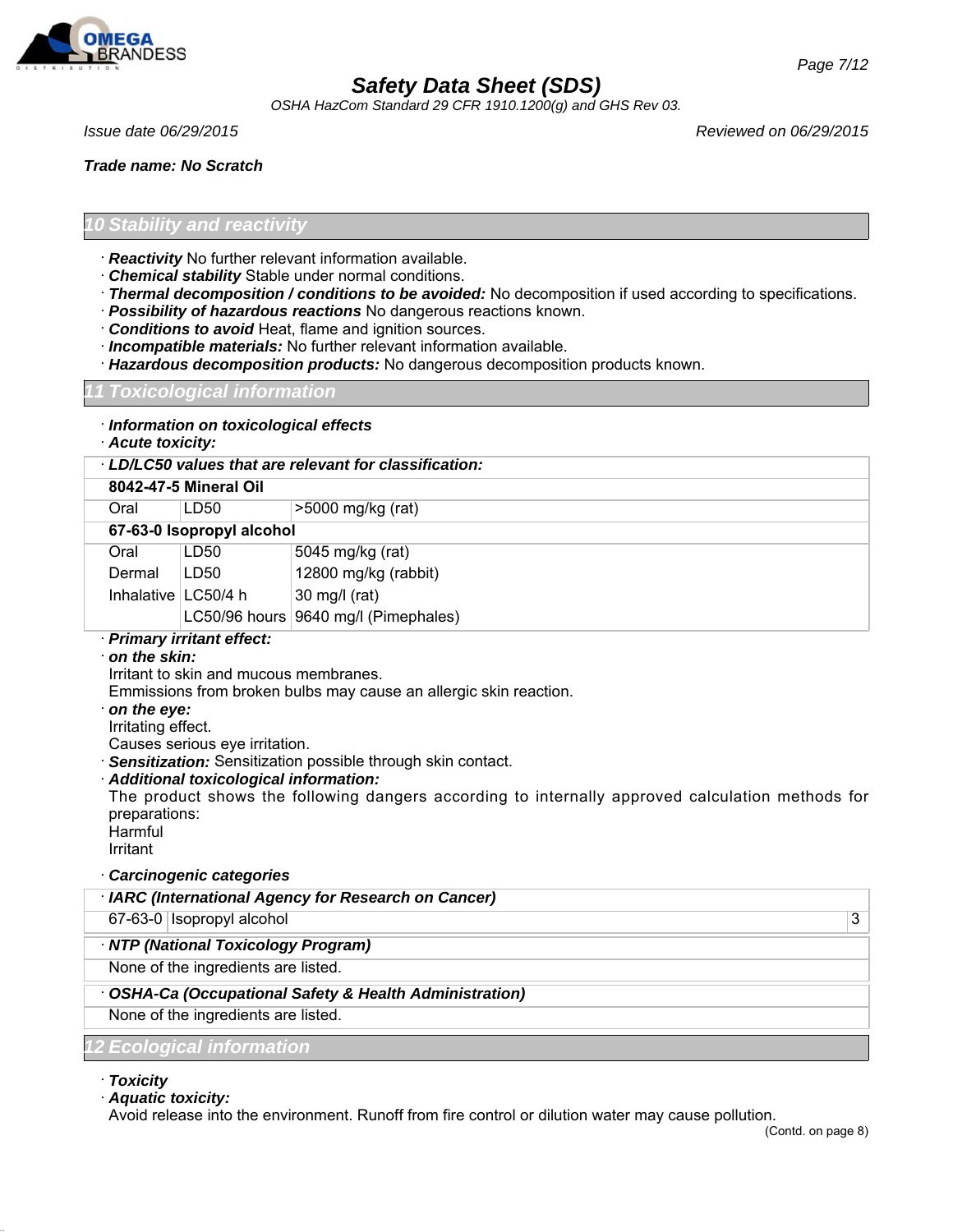**Trade name: No Scratch**

## 10 Stability and reactivity

· ***Reactivity*** No further relevant information available.
· ***Chemical stability*** Stable under normal conditions.
· ***Thermal decomposition / conditions to be avoided:*** No decomposition if used according to specifications.
· ***Possibility of hazardous reactions*** No dangerous reactions known.
· ***Conditions to avoid*** Heat, flame and ignition sources.
· ***Incompatible materials:*** No further relevant information available.
· ***Hazardous decomposition products:*** No dangerous decomposition products known.

## 11 Toxicological information

· ***Information on toxicological effects***
· ***Acute toxicity:***

| · ***LD/LC50 values that are relevant for classification:*** | | |
|---|---|---|
| **8042-47-5 Mineral Oil** | | |
| Oral | LD50 | >5000 mg/kg (rat) |
| **67-63-0 Isopropyl alcohol** | | |
| Oral | LD50 | 5045 mg/kg (rat) |
| Dermal | LD50 | 12800 mg/kg (rabbit) |
| Inhalative | LC50/4 h | 30 mg/l (rat) |
| | LC50/96 hours | 9640 mg/l (Pimephales) |

· ***Primary irritant effect:***
· ***on the skin:***
Irritant to skin and mucous membranes.
Emmissions from broken bulbs may cause an allergic skin reaction.
· ***on the eye:***
Irritating effect.
Causes serious eye irritation.
· ***Sensitization:*** Sensitization possible through skin contact.
· ***Additional toxicological information:***
The product shows the following dangers according to internally approved calculation methods for preparations:
Harmful
Irritant

· ***Carcinogenic categories***

| · ***IARC (International Agency for Research on Cancer)*** | | |
|---|---|---|
| 67-63-0 | Isopropyl alcohol | 3 |

| · ***NTP (National Toxicology Program)*** |
|---|
| None of the ingredients are listed. |

| · ***OSHA-Ca (Occupational Safety & Health Administration)*** |
|---|
| None of the ingredients are listed. |

## 12 Ecological information

· ***Toxicity***
· ***Aquatic toxicity:***
Avoid release into the environment. Runoff from fire control or dilution water may cause pollution.

(Contd. on page 8)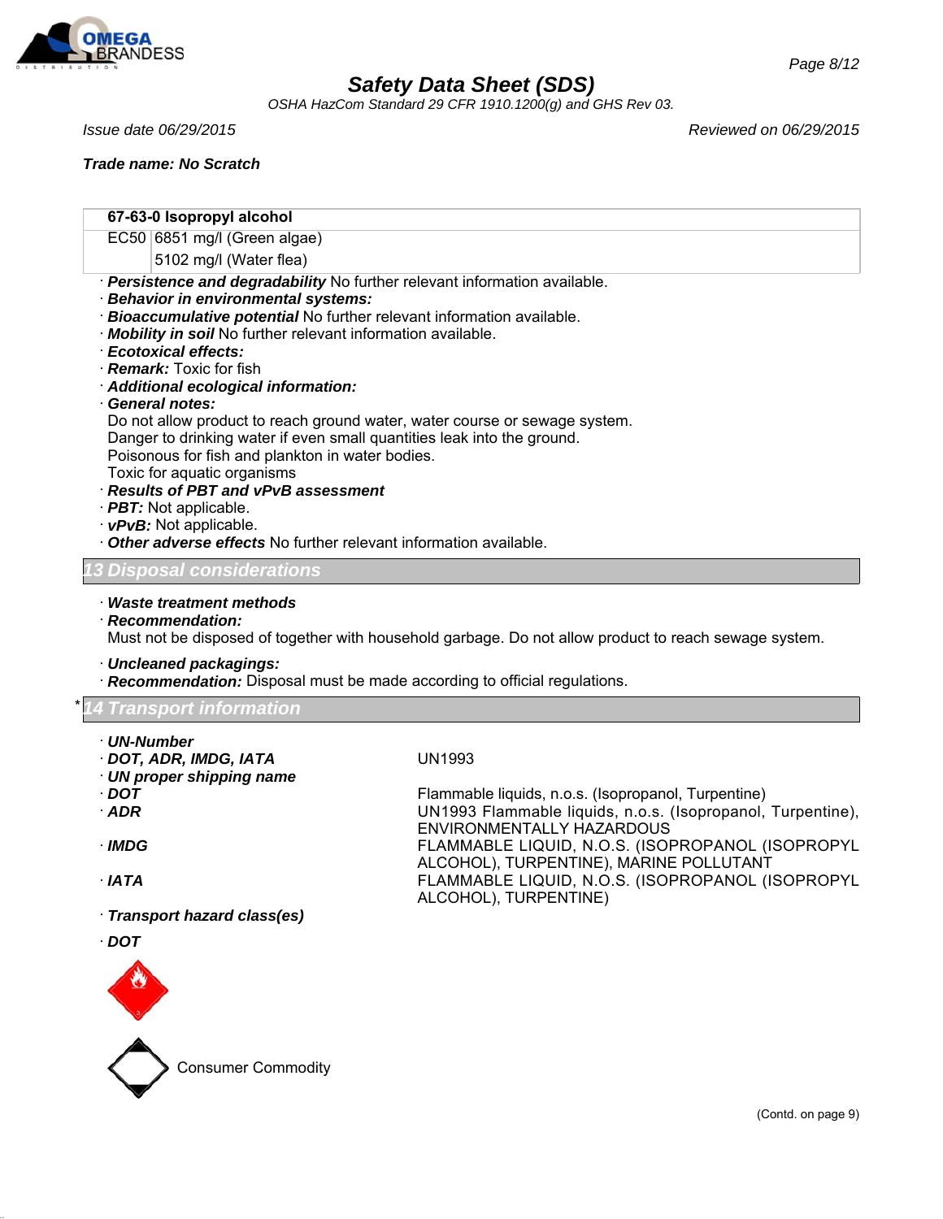Safety Data Sheet (SDS)

OSHA HazCom Standard 29 CFR 1910.1200(g) and GHS Rev 03.

Issue date 06/29/2015 Reviewed on 06/29/2015

**Trade name: No Scratch**

| 67-63-0 Isopropyl alcohol | |
|---|---|
| EC50 | 6851 mg/l (Green algae) |
| | 5102 mg/l (Water flea) |

· ***Persistence and degradability*** No further relevant information available.
· ***Behavior in environmental systems:***
· ***Bioaccumulative potential*** No further relevant information available.
· ***Mobility in soil*** No further relevant information available.
· ***Ecotoxical effects:***
· ***Remark:*** Toxic for fish
· ***Additional ecological information:***
· ***General notes:***
Do not allow product to reach ground water, water course or sewage system.
Danger to drinking water if even small quantities leak into the ground.
Poisonous for fish and plankton in water bodies.
Toxic for aquatic organisms
· ***Results of PBT and vPvB assessment***
· ***PBT:*** Not applicable.
· ***vPvB:*** Not applicable.
· ***Other adverse effects*** No further relevant information available.

## 13 Disposal considerations

· ***Waste treatment methods***
· ***Recommendation:***
Must not be disposed of together with household garbage. Do not allow product to reach sewage system.

· ***Uncleaned packagings:***
· ***Recommendation:*** Disposal must be made according to official regulations.

## * 14 Transport information

· ***UN-Number***
· ***DOT, ADR, IMDG, IATA*** UN1993
· ***UN proper shipping name***
· ***DOT*** Flammable liquids, n.o.s. (Isopropanol, Turpentine)
· ***ADR*** UN1993 Flammable liquids, n.o.s. (Isopropanol, Turpentine), ENVIRONMENTALLY HAZARDOUS
· ***IMDG*** FLAMMABLE LIQUID, N.O.S. (ISOPROPANOL (ISOPROPYL ALCOHOL), TURPENTINE), MARINE POLLUTANT
· ***IATA*** FLAMMABLE LIQUID, N.O.S. (ISOPROPANOL (ISOPROPYL ALCOHOL), TURPENTINE)

· ***Transport hazard class(es)***

· ***DOT***

Consumer Commodity

(Contd. on page 9)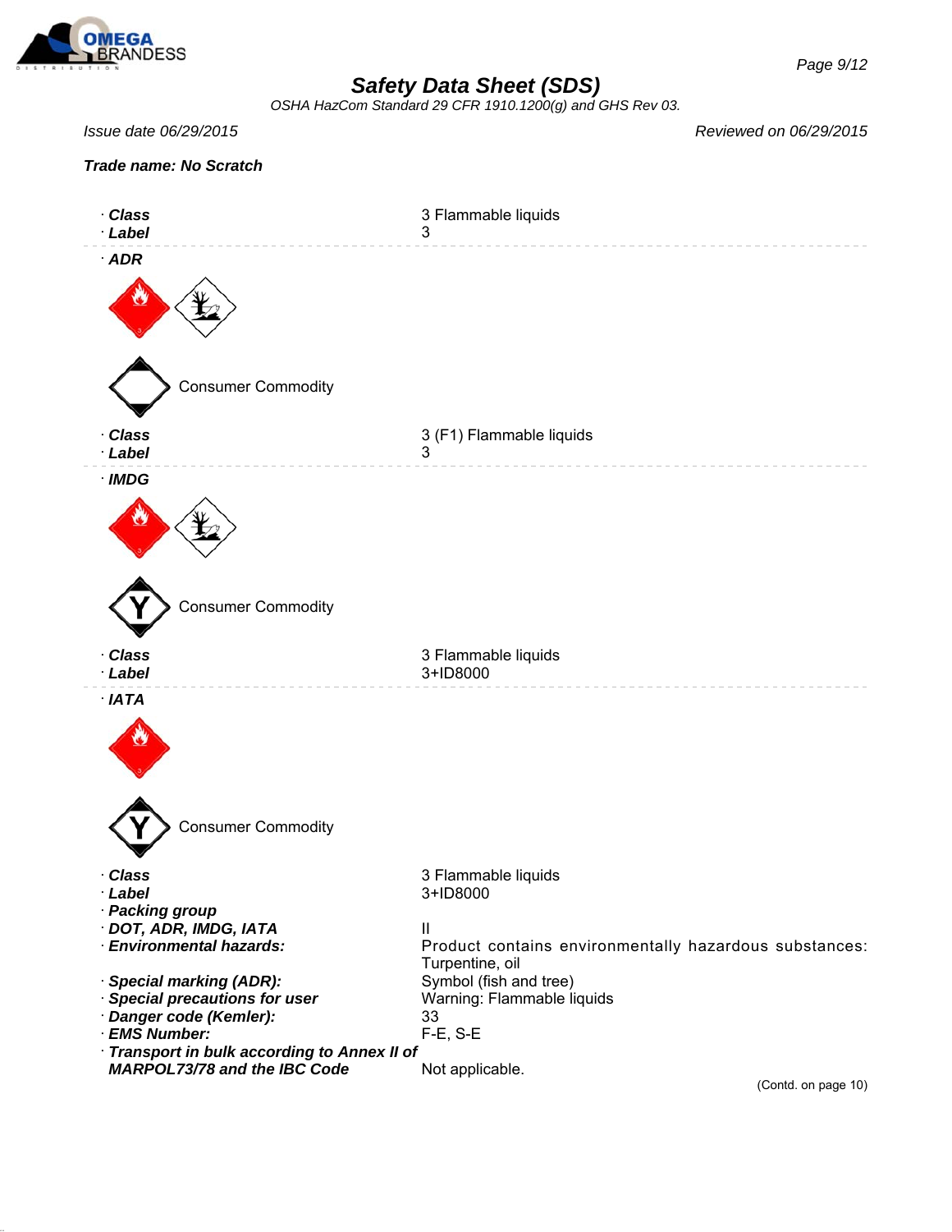**Safety Data Sheet (SDS)**

*OSHA HazCom Standard 29 CFR 1910.1200(g) and GHS Rev 03.*

*Issue date 06/29/2015* *Reviewed on 06/29/2015*

***Trade name: No Scratch***

· **Class** 3 Flammable liquids
· **Label** 3

---

· **ADR**

Consumer Commodity

· **Class** 3 (F1) Flammable liquids
· **Label** 3

---

· **IMDG**

Consumer Commodity

· **Class** 3 Flammable liquids
· **Label** 3+ID8000

---

· **IATA**

Consumer Commodity

· **Class** 3 Flammable liquids
· **Label** 3+ID8000

· **Packing group**
· **DOT, ADR, IMDG, IATA** II
· **Environmental hazards:** Product contains environmentally hazardous substances: Turpentine, oil
· **Special marking (ADR):** Symbol (fish and tree)
· **Special precautions for user** Warning: Flammable liquids
· **Danger code (Kemler):** 33
· **EMS Number:** F-E, S-E
· **Transport in bulk according to Annex II of MARPOL73/78 and the IBC Code** Not applicable.

(Contd. on page 10)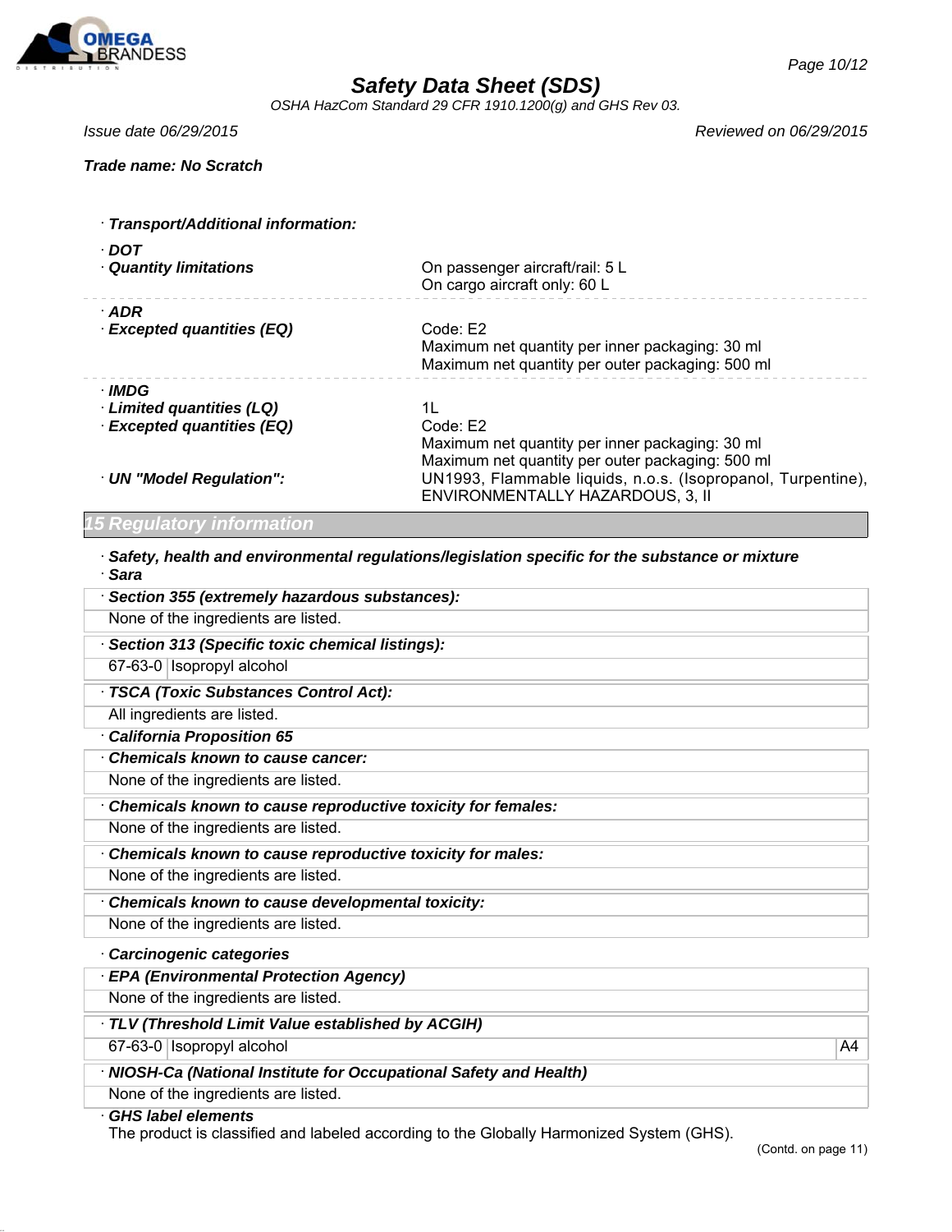· **Transport/Additional information:**

· **DOT**

| | |
|---|---|
| · **Quantity limitations** | On passenger aircraft/rail: 5 L<br>On cargo aircraft only: 60 L |

· **ADR**

| | |
|---|---|
| · **Excepted quantities (EQ)** | Code: E2<br>Maximum net quantity per inner packaging: 30 ml<br>Maximum net quantity per outer packaging: 500 ml |

· **IMDG**

| | |
|---|---|
| · **Limited quantities (LQ)** | 1L |
| · **Excepted quantities (EQ)** | Code: E2<br>Maximum net quantity per inner packaging: 30 ml<br>Maximum net quantity per outer packaging: 500 ml |
| · **UN "Model Regulation":** | UN1993, Flammable liquids, n.o.s. (Isopropanol, Turpentine), ENVIRONMENTALLY HAZARDOUS, 3, II |

## 15 Regulatory information

· **Safety, health and environmental regulations/legislation specific for the substance or mixture**

· **Sara**

· **Section 355 (extremely hazardous substances):**

None of the ingredients are listed.

· **Section 313 (Specific toxic chemical listings):**

| | |
|---|---|
| 67-63-0 | Isopropyl alcohol |

· **TSCA (Toxic Substances Control Act):**

All ingredients are listed.

· **California Proposition 65**

· **Chemicals known to cause cancer:**

None of the ingredients are listed.

· **Chemicals known to cause reproductive toxicity for females:**

None of the ingredients are listed.

· **Chemicals known to cause reproductive toxicity for males:**

None of the ingredients are listed.

· **Chemicals known to cause developmental toxicity:**

None of the ingredients are listed.

· **Carcinogenic categories**

· **EPA (Environmental Protection Agency)**

None of the ingredients are listed.

· **TLV (Threshold Limit Value established by ACGIH)**

| | | |
|---|---|---|
| 67-63-0 | Isopropyl alcohol | A4 |

· **NIOSH-Ca (National Institute for Occupational Safety and Health)**

None of the ingredients are listed.

· **GHS label elements**

The product is classified and labeled according to the Globally Harmonized System (GHS).

(Contd. on page 11)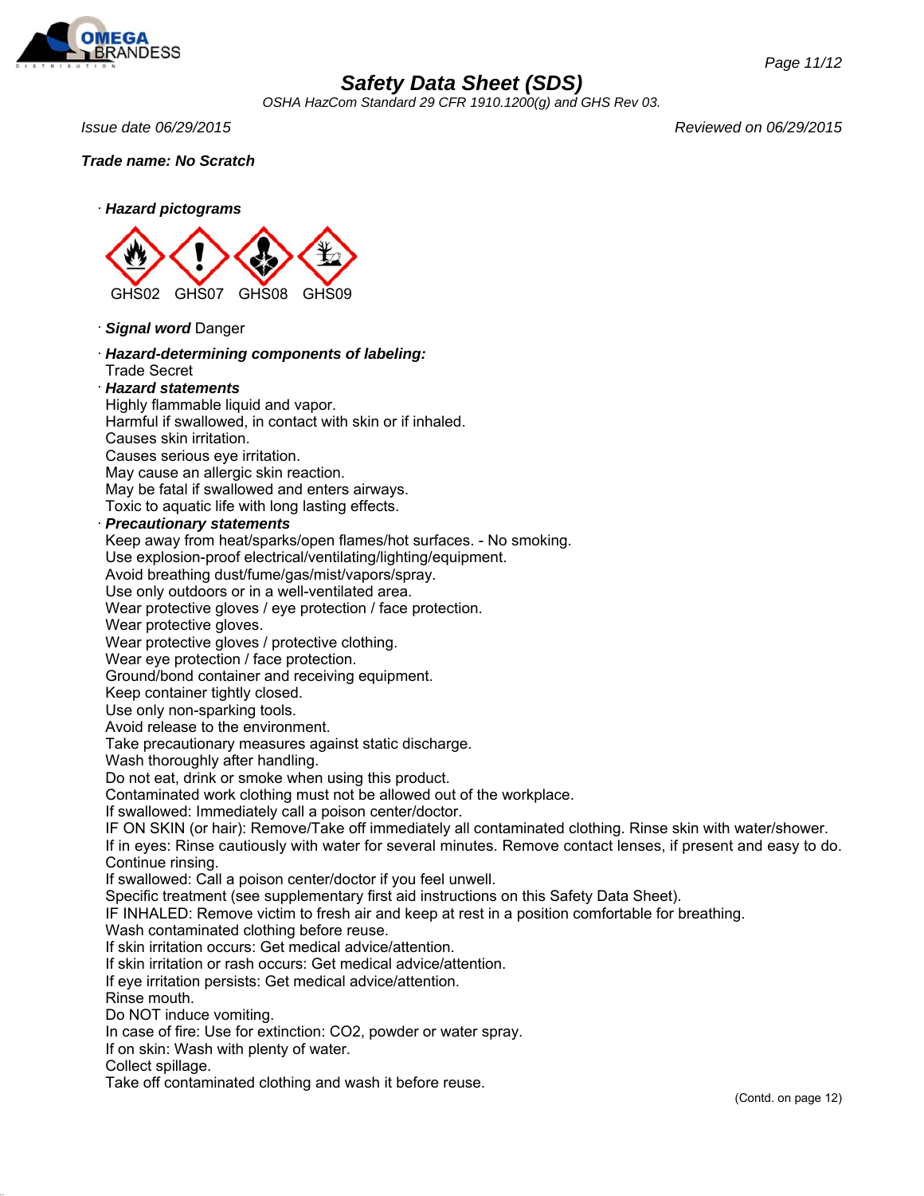# Safety Data Sheet (SDS)

*OSHA HazCom Standard 29 CFR 1910.1200(g) and GHS Rev 03.*

*Issue date 06/29/2015* *Reviewed on 06/29/2015*

***Trade name: No Scratch***

· ***Hazard pictograms***

GHS02 GHS07 GHS08 GHS09

· ***Signal word*** Danger

· ***Hazard-determining components of labeling:***
Trade Secret

· ***Hazard statements***
Highly flammable liquid and vapor.
Harmful if swallowed, in contact with skin or if inhaled.
Causes skin irritation.
Causes serious eye irritation.
May cause an allergic skin reaction.
May be fatal if swallowed and enters airways.
Toxic to aquatic life with long lasting effects.

· ***Precautionary statements***
Keep away from heat/sparks/open flames/hot surfaces. - No smoking.
Use explosion-proof electrical/ventilating/lighting/equipment.
Avoid breathing dust/fume/gas/mist/vapors/spray.
Use only outdoors or in a well-ventilated area.
Wear protective gloves / eye protection / face protection.
Wear protective gloves.
Wear protective gloves / protective clothing.
Wear eye protection / face protection.
Ground/bond container and receiving equipment.
Keep container tightly closed.
Use only non-sparking tools.
Avoid release to the environment.
Take precautionary measures against static discharge.
Wash thoroughly after handling.
Do not eat, drink or smoke when using this product.
Contaminated work clothing must not be allowed out of the workplace.
If swallowed: Immediately call a poison center/doctor.
IF ON SKIN (or hair): Remove/Take off immediately all contaminated clothing. Rinse skin with water/shower.
If in eyes: Rinse cautiously with water for several minutes. Remove contact lenses, if present and easy to do. Continue rinsing.
If swallowed: Call a poison center/doctor if you feel unwell.
Specific treatment (see supplementary first aid instructions on this Safety Data Sheet).
IF INHALED: Remove victim to fresh air and keep at rest in a position comfortable for breathing.
Wash contaminated clothing before reuse.
If skin irritation occurs: Get medical advice/attention.
If skin irritation or rash occurs: Get medical advice/attention.
If eye irritation persists: Get medical advice/attention.
Rinse mouth.
Do NOT induce vomiting.
In case of fire: Use for extinction: $CO_2$, powder or water spray.
If on skin: Wash with plenty of water.
Collect spillage.
Take off contaminated clothing and wash it before reuse.

(Contd. on page 12)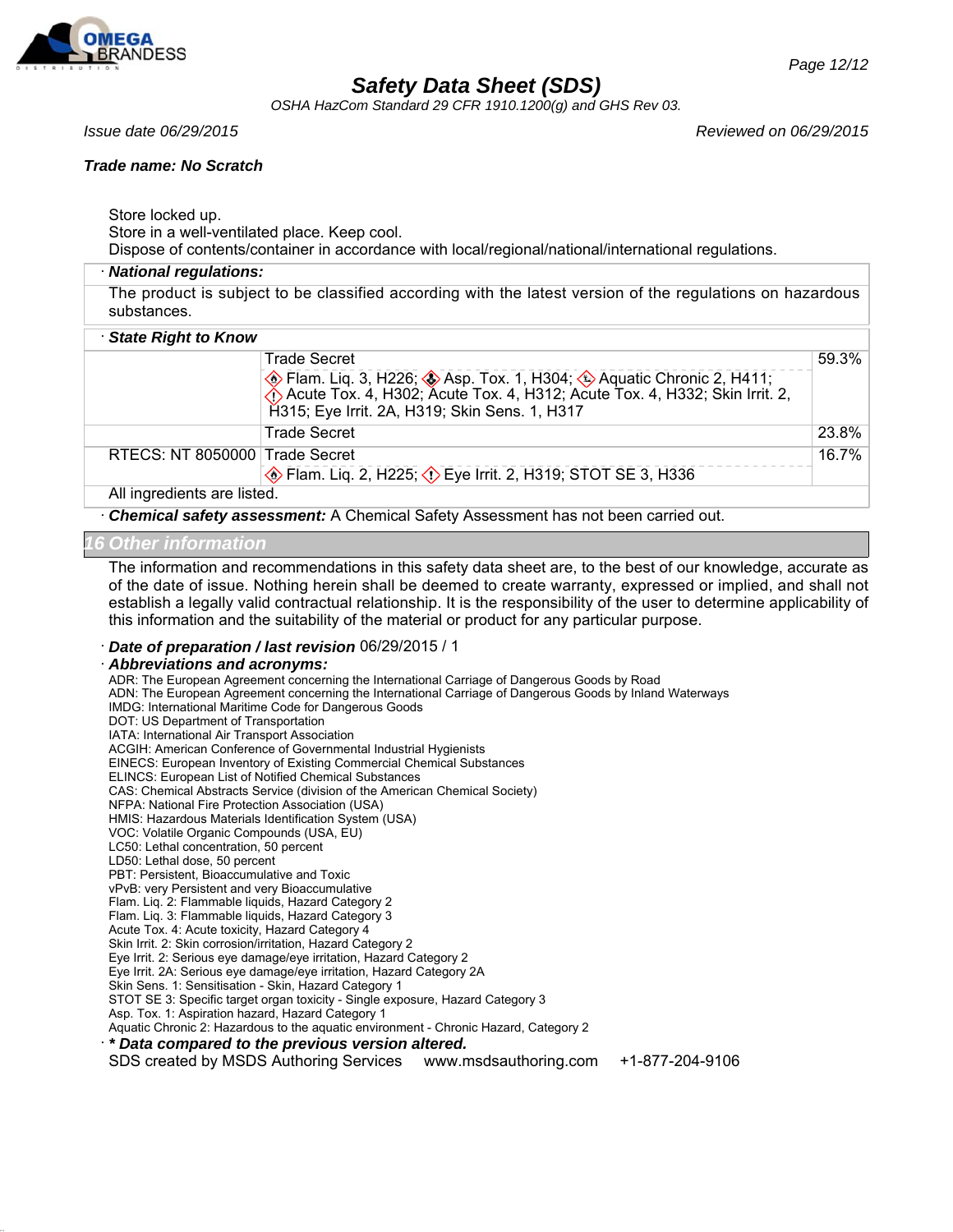Store locked up.
Store in a well-ventilated place. Keep cool.
Dispose of contents/container in accordance with local/regional/national/international regulations.

· **National regulations:**

The product is subject to be classified according with the latest version of the regulations on hazardous substances.

· **State Right to Know**

| | | |
|---|---|---|
| | Trade Secret<br>Flam. Liq. 3, H226; Asp. Tox. 1, H304; Aquatic Chronic 2, H411; Acute Tox. 4, H302; Acute Tox. 4, H312; Acute Tox. 4, H332; Skin Irrit. 2, H315; Eye Irrit. 2A, H319; Skin Sens. 1, H317 | 59.3% |
| | Trade Secret | 23.8% |
| RTECS: NT 8050000 | Trade Secret<br>Flam. Liq. 2, H225; Eye Irrit. 2, H319; STOT SE 3, H336 | 16.7% |

All ingredients are listed.

· **Chemical safety assessment:** A Chemical Safety Assessment has not been carried out.

## 16 Other information

The information and recommendations in this safety data sheet are, to the best of our knowledge, accurate as of the date of issue. Nothing herein shall be deemed to create warranty, expressed or implied, and shall not establish a legally valid contractual relationship. It is the responsibility of the user to determine applicability of this information and the suitability of the material or product for any particular purpose.

· **Date of preparation / last revision** 06/29/2015 / 1

· **Abbreviations and acronyms:**

ADR: The European Agreement concerning the International Carriage of Dangerous Goods by Road
ADN: The European Agreement concerning the International Carriage of Dangerous Goods by Inland Waterways
IMDG: International Maritime Code for Dangerous Goods
DOT: US Department of Transportation
IATA: International Air Transport Association
ACGIH: American Conference of Governmental Industrial Hygienists
EINECS: European Inventory of Existing Commercial Chemical Substances
ELINCS: European List of Notified Chemical Substances
CAS: Chemical Abstracts Service (division of the American Chemical Society)
NFPA: National Fire Protection Association (USA)
HMIS: Hazardous Materials Identification System (USA)
VOC: Volatile Organic Compounds (USA, EU)
LC50: Lethal concentration, 50 percent
LD50: Lethal dose, 50 percent
PBT: Persistent, Bioaccumulative and Toxic
vPvB: very Persistent and very Bioaccumulative
Flam. Liq. 2: Flammable liquids, Hazard Category 2
Flam. Liq. 3: Flammable liquids, Hazard Category 3
Acute Tox. 4: Acute toxicity, Hazard Category 4
Skin Irrit. 2: Skin corrosion/irritation, Hazard Category 2
Eye Irrit. 2: Serious eye damage/eye irritation, Hazard Category 2
Eye Irrit. 2A: Serious eye damage/eye irritation, Hazard Category 2A
Skin Sens. 1: Sensitisation - Skin, Hazard Category 1
STOT SE 3: Specific target organ toxicity - Single exposure, Hazard Category 3
Asp. Tox. 1: Aspiration hazard, Hazard Category 1
Aquatic Chronic 2: Hazardous to the aquatic environment - Chronic Hazard, Category 2

· *** Data compared to the previous version altered.**

SDS created by MSDS Authoring Services www.msdsauthoring.com +1-877-204-9106